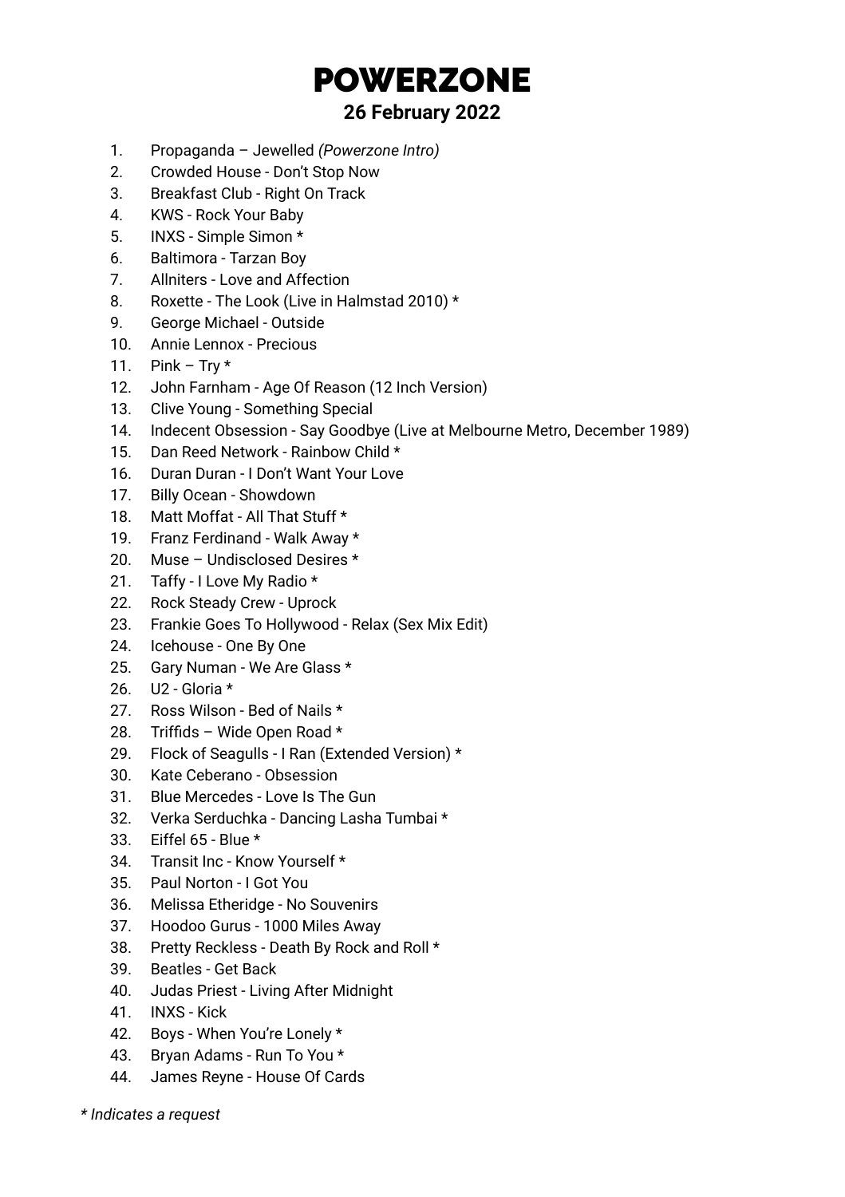# POWERZONE

## 26 February 2022

1. Propaganda – Jewelled *(Powerzone Intro)*
2. Crowded House - Don't Stop Now
3. Breakfast Club - Right On Track
4. KWS - Rock Your Baby
5. INXS - Simple Simon *
6. Baltimora - Tarzan Boy
7. Allniters - Love and Affection
8. Roxette - The Look (Live in Halmstad 2010) *
9. George Michael - Outside
10. Annie Lennox - Precious
11. Pink – Try *
12. John Farnham - Age Of Reason (12 Inch Version)
13. Clive Young - Something Special
14. Indecent Obsession - Say Goodbye (Live at Melbourne Metro, December 1989)
15. Dan Reed Network - Rainbow Child *
16. Duran Duran - I Don't Want Your Love
17. Billy Ocean - Showdown
18. Matt Moffat - All That Stuff *
19. Franz Ferdinand - Walk Away *
20. Muse – Undisclosed Desires *
21. Taffy - I Love My Radio *
22. Rock Steady Crew - Uprock
23. Frankie Goes To Hollywood - Relax (Sex Mix Edit)
24. Icehouse - One By One
25. Gary Numan - We Are Glass *
26. U2 - Gloria *
27. Ross Wilson - Bed of Nails *
28. Triffids – Wide Open Road *
29. Flock of Seagulls - I Ran (Extended Version) *
30. Kate Ceberano - Obsession
31. Blue Mercedes - Love Is The Gun
32. Verka Serduchka - Dancing Lasha Tumbai *
33. Eiffel 65 - Blue *
34. Transit Inc - Know Yourself *
35. Paul Norton - I Got You
36. Melissa Etheridge - No Souvenirs
37. Hoodoo Gurus - 1000 Miles Away
38. Pretty Reckless - Death By Rock and Roll *
39. Beatles - Get Back
40. Judas Priest - Living After Midnight
41. INXS - Kick
42. Boys - When You're Lonely *
43. Bryan Adams - Run To You *
44. James Reyne - House Of Cards

*\* Indicates a request*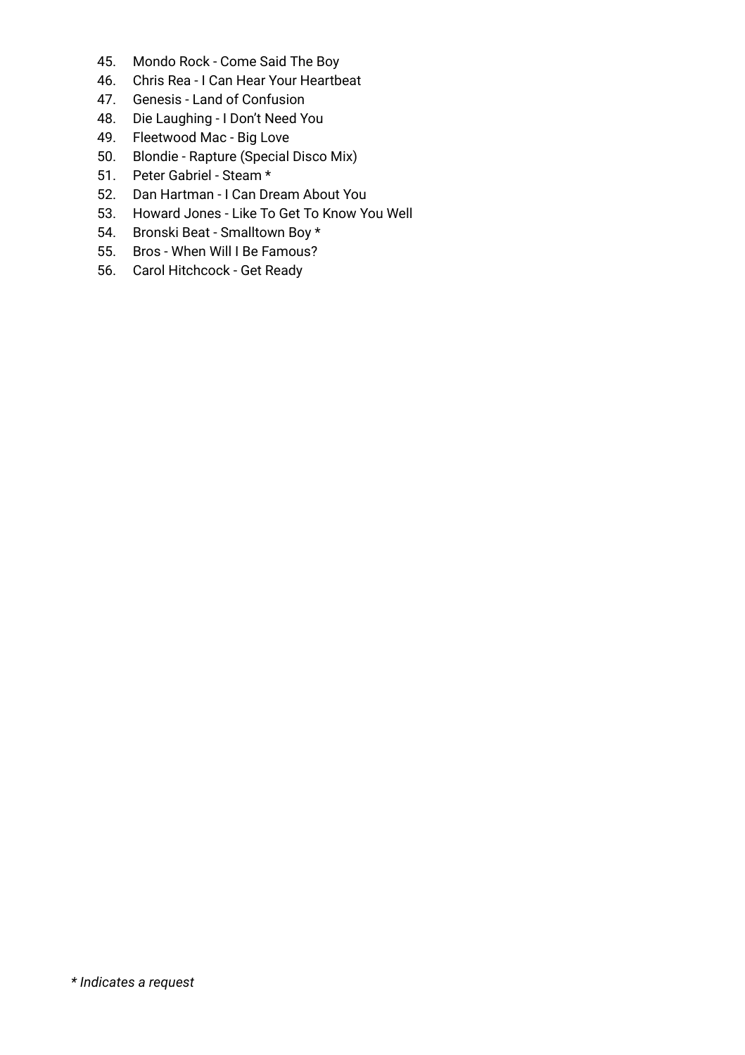45. Mondo Rock - Come Said The Boy
46. Chris Rea - I Can Hear Your Heartbeat
47. Genesis - Land of Confusion
48. Die Laughing - I Don't Need You
49. Fleetwood Mac - Big Love
50. Blondie - Rapture (Special Disco Mix)
51. Peter Gabriel - Steam *
52. Dan Hartman - I Can Dream About You
53. Howard Jones - Like To Get To Know You Well
54. Bronski Beat - Smalltown Boy *
55. Bros - When Will I Be Famous?
56. Carol Hitchcock - Get Ready

*\* Indicates a request*